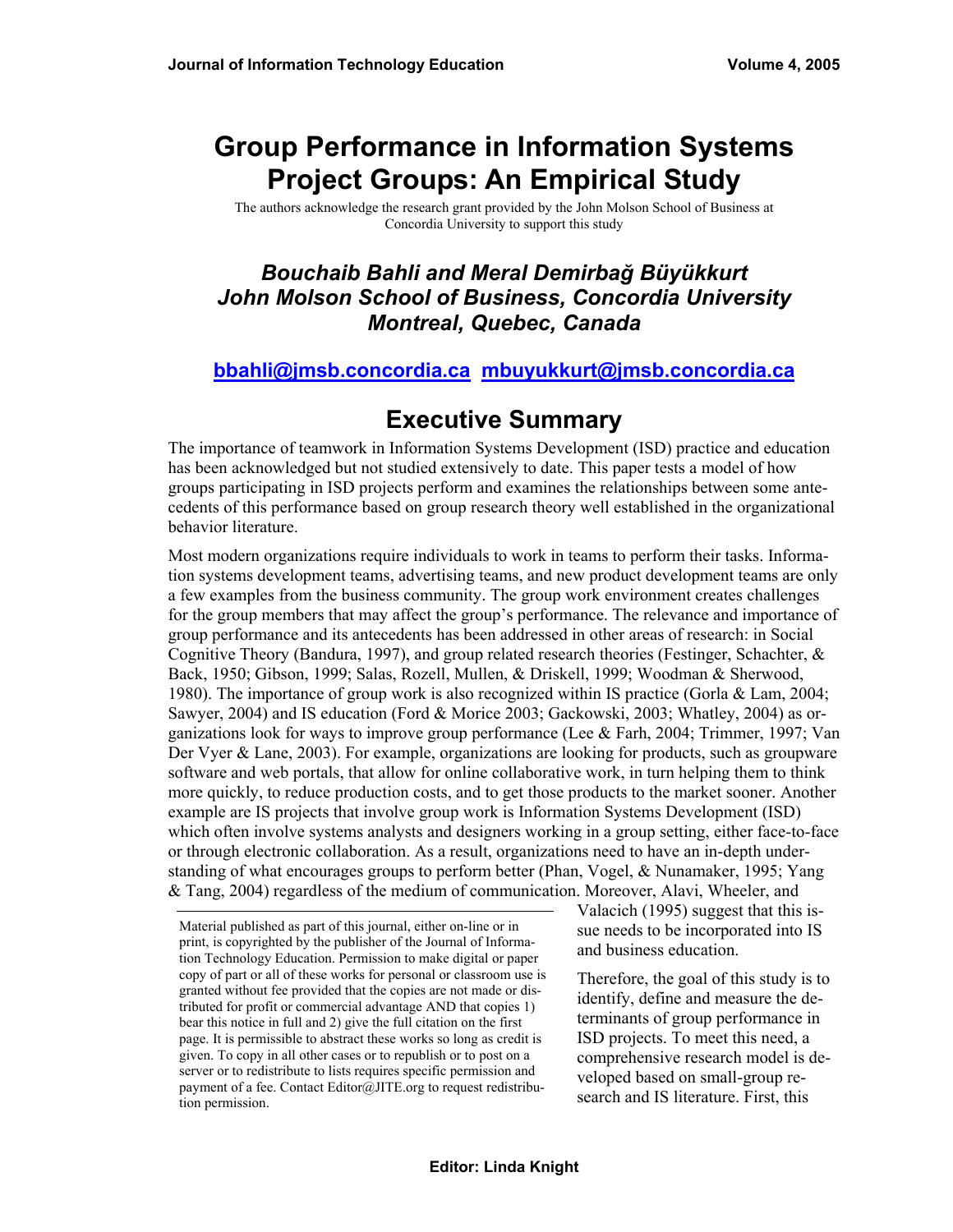# Group Performance in Information Systems Project Groups: An Empirical Study

The authors acknowledge the research grant provided by the John Molson School of Business at Concordia University to support this study

***Bouchaib Bahli and Meral Demirbağ Büyükkurt***
***John Molson School of Business, Concordia University***
***Montreal, Quebec, Canada***

**bbahli@jmsb.concordia.ca  mbuyukkurt@jmsb.concordia.ca**

## Executive Summary

The importance of teamwork in Information Systems Development (ISD) practice and education has been acknowledged but not studied extensively to date. This paper tests a model of how groups participating in ISD projects perform and examines the relationships between some antecedents of this performance based on group research theory well established in the organizational behavior literature.

Most modern organizations require individuals to work in teams to perform their tasks. Information systems development teams, advertising teams, and new product development teams are only a few examples from the business community. The group work environment creates challenges for the group members that may affect the group's performance. The relevance and importance of group performance and its antecedents has been addressed in other areas of research: in Social Cognitive Theory (Bandura, 1997), and group related research theories (Festinger, Schachter, & Back, 1950; Gibson, 1999; Salas, Rozell, Mullen, & Driskell, 1999; Woodman & Sherwood, 1980). The importance of group work is also recognized within IS practice (Gorla & Lam, 2004; Sawyer, 2004) and IS education (Ford & Morice 2003; Gackowski, 2003; Whatley, 2004) as organizations look for ways to improve group performance (Lee & Farh, 2004; Trimmer, 1997; Van Der Vyer & Lane, 2003). For example, organizations are looking for products, such as groupware software and web portals, that allow for online collaborative work, in turn helping them to think more quickly, to reduce production costs, and to get those products to the market sooner. Another example are IS projects that involve group work is Information Systems Development (ISD) which often involve systems analysts and designers working in a group setting, either face-to-face or through electronic collaboration. As a result, organizations need to have an in-depth understanding of what encourages groups to perform better (Phan, Vogel, & Nunamaker, 1995; Yang & Tang, 2004) regardless of the medium of communication. Moreover, Alavi, Wheeler, and Valacich (1995) suggest that this issue needs to be incorporated into IS and business education.

Therefore, the goal of this study is to identify, define and measure the determinants of group performance in ISD projects. To meet this need, a comprehensive research model is developed based on small-group research and IS literature. First, this

Material published as part of this journal, either on-line or in print, is copyrighted by the publisher of the Journal of Information Technology Education. Permission to make digital or paper copy of part or all of these works for personal or classroom use is granted without fee provided that the copies are not made or distributed for profit or commercial advantage AND that copies 1) bear this notice in full and 2) give the full citation on the first page. It is permissible to abstract these works so long as credit is given. To copy in all other cases or to republish or to post on a server or to redistribute to lists requires specific permission and payment of a fee. Contact Editor@JITE.org to request redistribution permission.

**Editor: Linda Knight**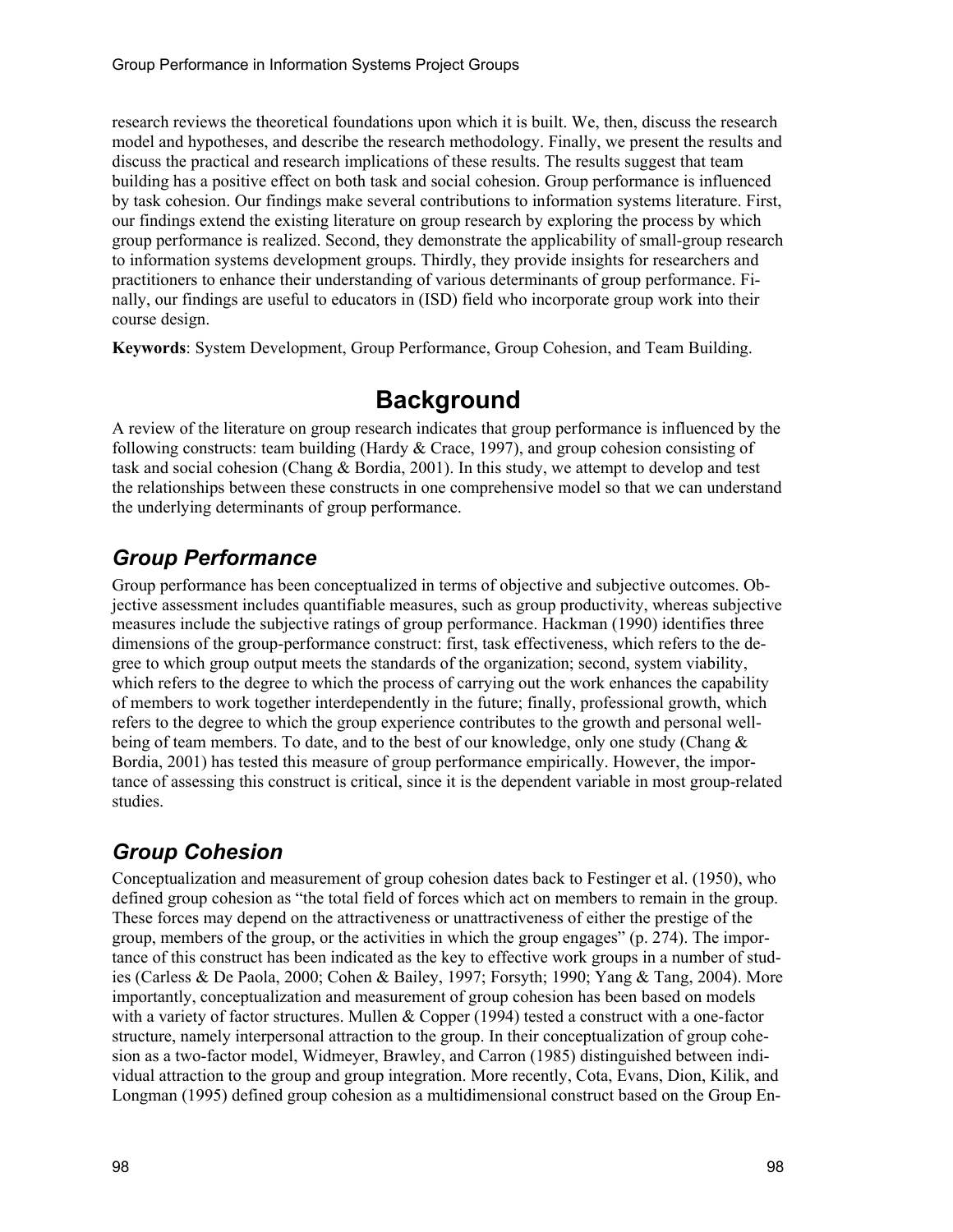research reviews the theoretical foundations upon which it is built. We, then, discuss the research model and hypotheses, and describe the research methodology. Finally, we present the results and discuss the practical and research implications of these results. The results suggest that team building has a positive effect on both task and social cohesion. Group performance is influenced by task cohesion. Our findings make several contributions to information systems literature. First, our findings extend the existing literature on group research by exploring the process by which group performance is realized. Second, they demonstrate the applicability of small-group research to information systems development groups. Thirdly, they provide insights for researchers and practitioners to enhance their understanding of various determinants of group performance. Finally, our findings are useful to educators in (ISD) field who incorporate group work into their course design.

**Keywords**: System Development, Group Performance, Group Cohesion, and Team Building.

# Background

A review of the literature on group research indicates that group performance is influenced by the following constructs: team building (Hardy & Crace, 1997), and group cohesion consisting of task and social cohesion (Chang & Bordia, 2001). In this study, we attempt to develop and test the relationships between these constructs in one comprehensive model so that we can understand the underlying determinants of group performance.

## *Group Performance*

Group performance has been conceptualized in terms of objective and subjective outcomes. Objective assessment includes quantifiable measures, such as group productivity, whereas subjective measures include the subjective ratings of group performance. Hackman (1990) identifies three dimensions of the group-performance construct: first, task effectiveness, which refers to the degree to which group output meets the standards of the organization; second, system viability, which refers to the degree to which the process of carrying out the work enhances the capability of members to work together interdependently in the future; finally, professional growth, which refers to the degree to which the group experience contributes to the growth and personal well-being of team members. To date, and to the best of our knowledge, only one study (Chang & Bordia, 2001) has tested this measure of group performance empirically. However, the importance of assessing this construct is critical, since it is the dependent variable in most group-related studies.

## *Group Cohesion*

Conceptualization and measurement of group cohesion dates back to Festinger et al. (1950), who defined group cohesion as "the total field of forces which act on members to remain in the group. These forces may depend on the attractiveness or unattractiveness of either the prestige of the group, members of the group, or the activities in which the group engages" (p. 274). The importance of this construct has been indicated as the key to effective work groups in a number of studies (Carless & De Paola, 2000; Cohen & Bailey, 1997; Forsyth; 1990; Yang & Tang, 2004). More importantly, conceptualization and measurement of group cohesion has been based on models with a variety of factor structures. Mullen & Copper (1994) tested a construct with a one-factor structure, namely interpersonal attraction to the group. In their conceptualization of group cohesion as a two-factor model, Widmeyer, Brawley, and Carron (1985) distinguished between individual attraction to the group and group integration. More recently, Cota, Evans, Dion, Kilik, and Longman (1995) defined group cohesion as a multidimensional construct based on the Group En-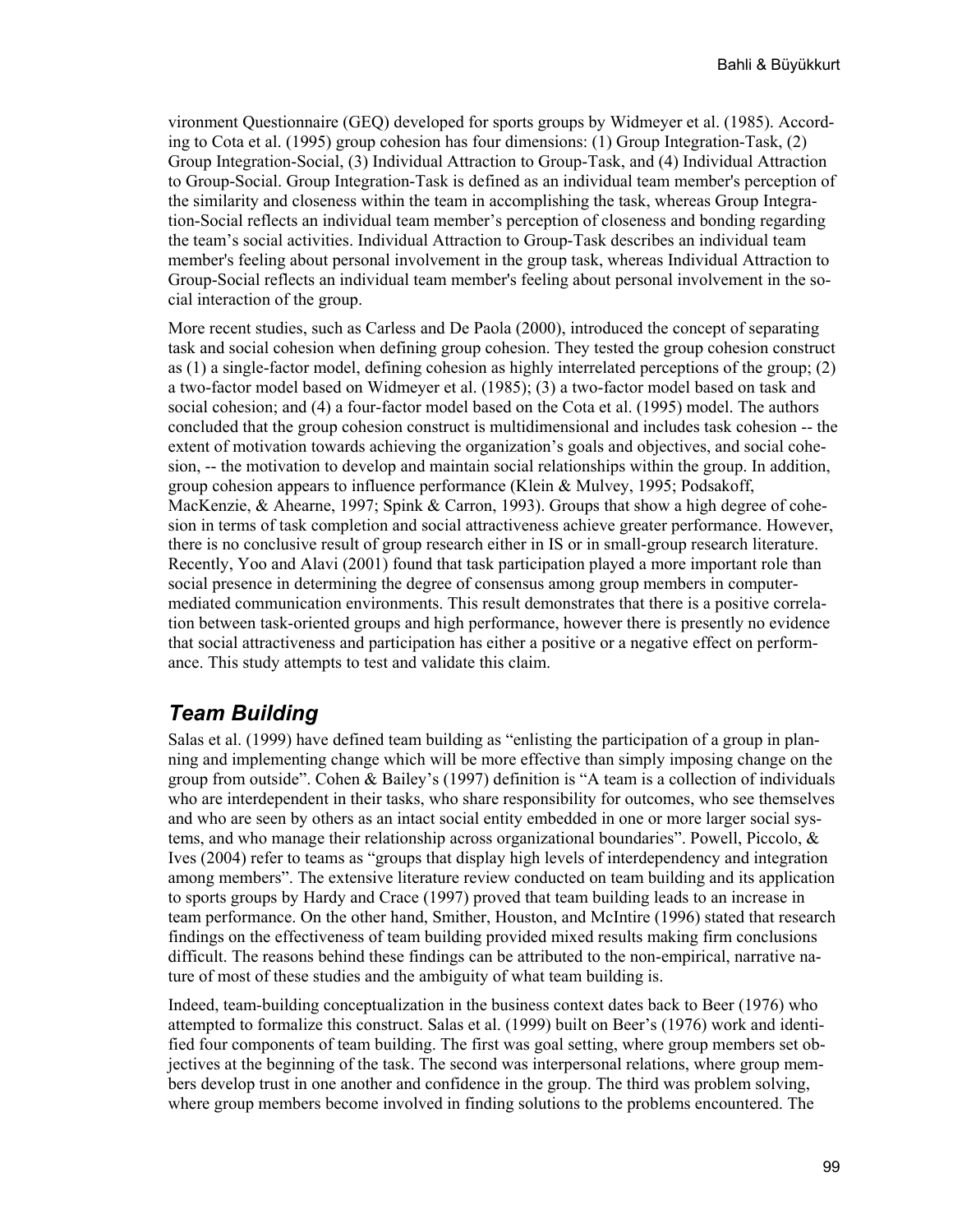vironment Questionnaire (GEQ) developed for sports groups by Widmeyer et al. (1985). According to Cota et al. (1995) group cohesion has four dimensions: (1) Group Integration-Task, (2) Group Integration-Social, (3) Individual Attraction to Group-Task, and (4) Individual Attraction to Group-Social. Group Integration-Task is defined as an individual team member's perception of the similarity and closeness within the team in accomplishing the task, whereas Group Integration-Social reflects an individual team member's perception of closeness and bonding regarding the team's social activities. Individual Attraction to Group-Task describes an individual team member's feeling about personal involvement in the group task, whereas Individual Attraction to Group-Social reflects an individual team member's feeling about personal involvement in the social interaction of the group.

More recent studies, such as Carless and De Paola (2000), introduced the concept of separating task and social cohesion when defining group cohesion. They tested the group cohesion construct as (1) a single-factor model, defining cohesion as highly interrelated perceptions of the group; (2) a two-factor model based on Widmeyer et al. (1985); (3) a two-factor model based on task and social cohesion; and (4) a four-factor model based on the Cota et al. (1995) model. The authors concluded that the group cohesion construct is multidimensional and includes task cohesion -- the extent of motivation towards achieving the organization's goals and objectives, and social cohesion, -- the motivation to develop and maintain social relationships within the group. In addition, group cohesion appears to influence performance (Klein & Mulvey, 1995; Podsakoff, MacKenzie, & Ahearne, 1997; Spink & Carron, 1993). Groups that show a high degree of cohesion in terms of task completion and social attractiveness achieve greater performance. However, there is no conclusive result of group research either in IS or in small-group research literature. Recently, Yoo and Alavi (2001) found that task participation played a more important role than social presence in determining the degree of consensus among group members in computer-mediated communication environments. This result demonstrates that there is a positive correlation between task-oriented groups and high performance, however there is presently no evidence that social attractiveness and participation has either a positive or a negative effect on performance. This study attempts to test and validate this claim.

## *Team Building*

Salas et al. (1999) have defined team building as "enlisting the participation of a group in planning and implementing change which will be more effective than simply imposing change on the group from outside". Cohen & Bailey's (1997) definition is "A team is a collection of individuals who are interdependent in their tasks, who share responsibility for outcomes, who see themselves and who are seen by others as an intact social entity embedded in one or more larger social systems, and who manage their relationship across organizational boundaries". Powell, Piccolo, & Ives (2004) refer to teams as "groups that display high levels of interdependency and integration among members". The extensive literature review conducted on team building and its application to sports groups by Hardy and Crace (1997) proved that team building leads to an increase in team performance. On the other hand, Smither, Houston, and McIntire (1996) stated that research findings on the effectiveness of team building provided mixed results making firm conclusions difficult. The reasons behind these findings can be attributed to the non-empirical, narrative nature of most of these studies and the ambiguity of what team building is.

Indeed, team-building conceptualization in the business context dates back to Beer (1976) who attempted to formalize this construct. Salas et al. (1999) built on Beer's (1976) work and identified four components of team building. The first was goal setting, where group members set objectives at the beginning of the task. The second was interpersonal relations, where group members develop trust in one another and confidence in the group. The third was problem solving, where group members become involved in finding solutions to the problems encountered. The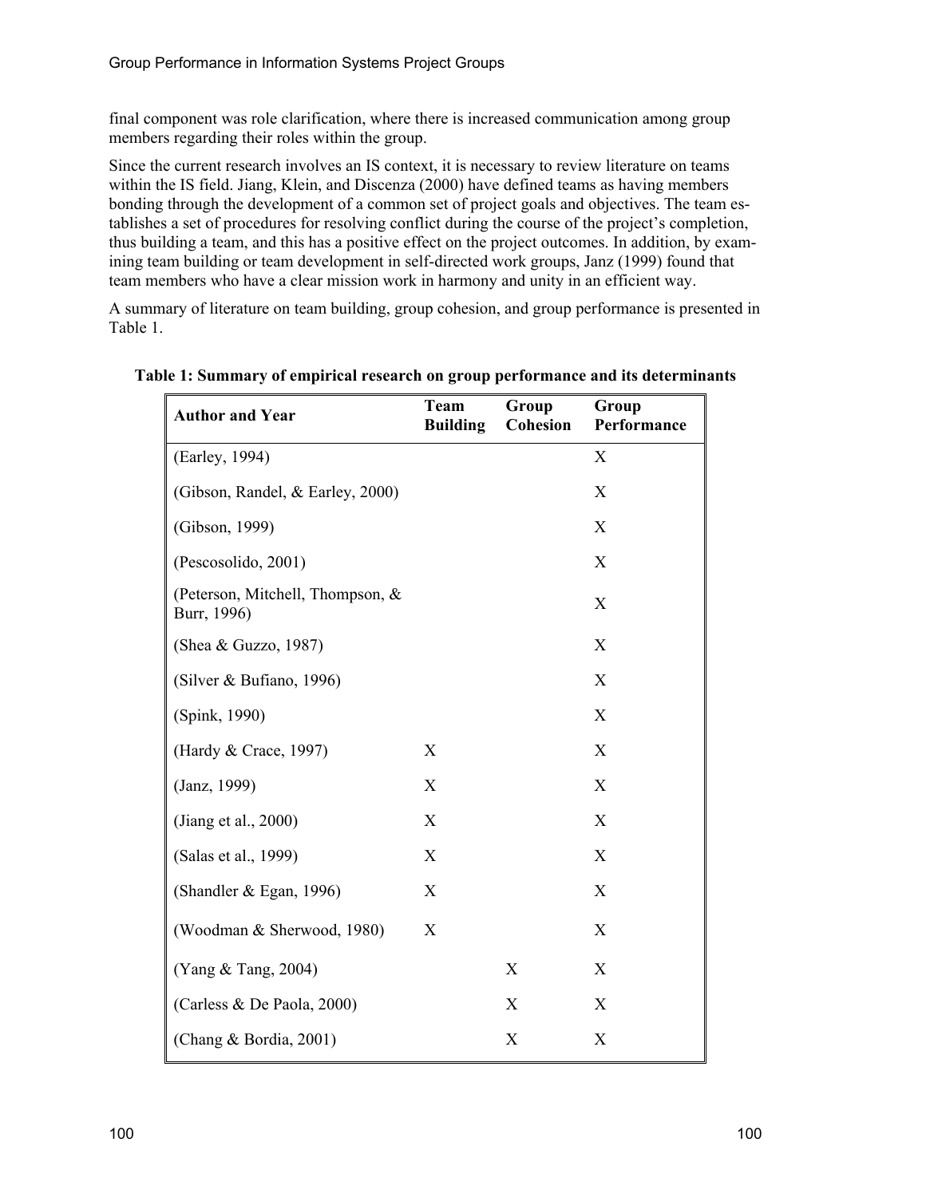final component was role clarification, where there is increased communication among group members regarding their roles within the group.

Since the current research involves an IS context, it is necessary to review literature on teams within the IS field. Jiang, Klein, and Discenza (2000) have defined teams as having members bonding through the development of a common set of project goals and objectives. The team establishes a set of procedures for resolving conflict during the course of the project's completion, thus building a team, and this has a positive effect on the project outcomes. In addition, by examining team building or team development in self-directed work groups, Janz (1999) found that team members who have a clear mission work in harmony and unity in an efficient way.

A summary of literature on team building, group cohesion, and group performance is presented in Table 1.

**Table 1: Summary of empirical research on group performance and its determinants**

| Author and Year | Team Building | Group Cohesion | Group Performance |
|---|---|---|---|
| (Earley, 1994) | | | X |
| (Gibson, Randel, & Earley, 2000) | | | X |
| (Gibson, 1999) | | | X |
| (Pescosolido, 2001) | | | X |
| (Peterson, Mitchell, Thompson, & Burr, 1996) | | | X |
| (Shea & Guzzo, 1987) | | | X |
| (Silver & Bufiano, 1996) | | | X |
| (Spink, 1990) | | | X |
| (Hardy & Crace, 1997) | X | | X |
| (Janz, 1999) | X | | X |
| (Jiang et al., 2000) | X | | X |
| (Salas et al., 1999) | X | | X |
| (Shandler & Egan, 1996) | X | | X |
| (Woodman & Sherwood, 1980) | X | | X |
| (Yang & Tang, 2004) | | X | X |
| (Carless & De Paola, 2000) | | X | X |
| (Chang & Bordia, 2001) | | X | X |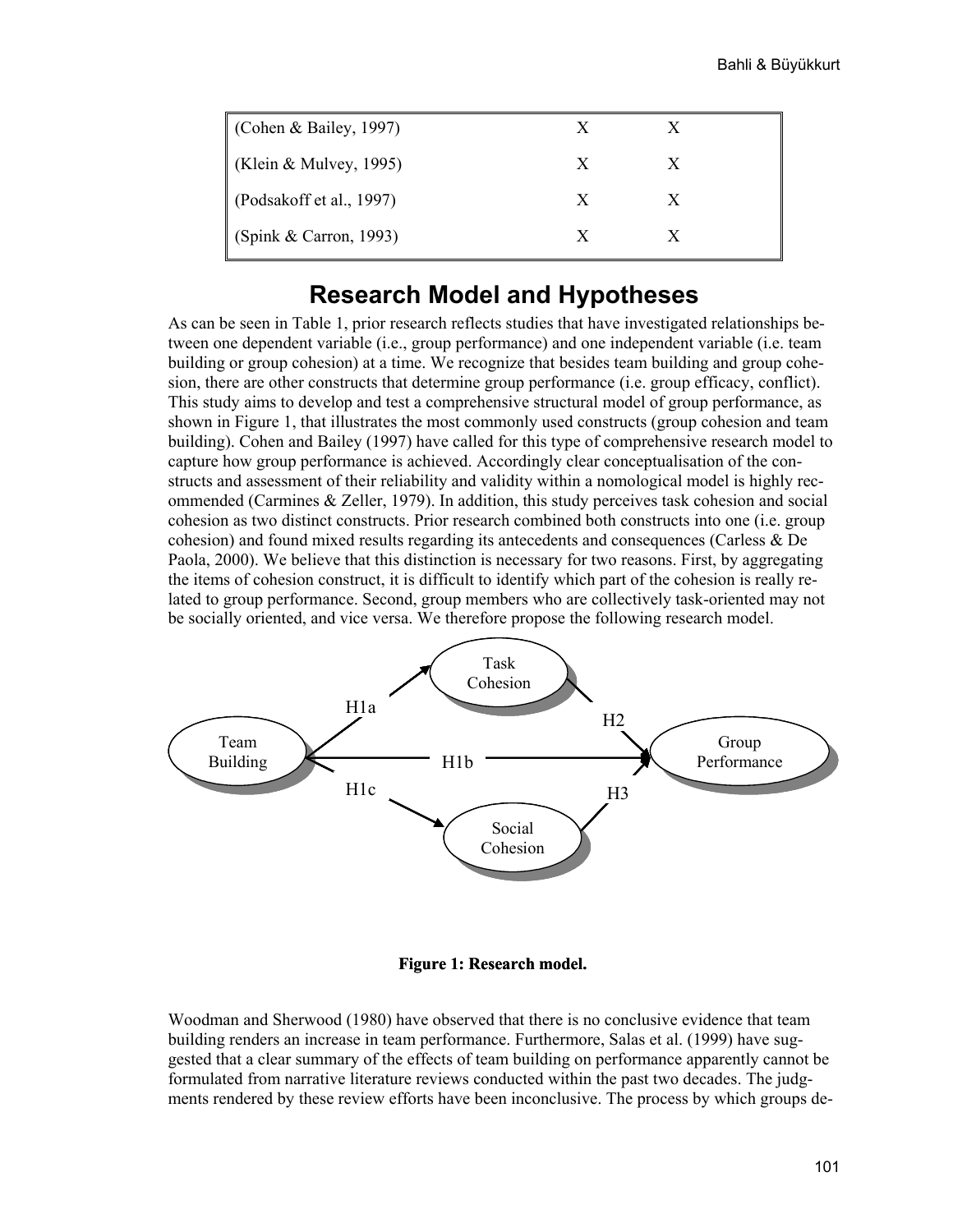| | | |
|---|---|---|
| (Cohen & Bailey, 1997) | X | X |
| (Klein & Mulvey, 1995) | X | X |
| (Podsakoff et al., 1997) | X | X |
| (Spink & Carron, 1993) | X | X |

# Research Model and Hypotheses

As can be seen in Table 1, prior research reflects studies that have investigated relationships between one dependent variable (i.e., group performance) and one independent variable (i.e. team building or group cohesion) at a time. We recognize that besides team building and group cohesion, there are other constructs that determine group performance (i.e. group efficacy, conflict). This study aims to develop and test a comprehensive structural model of group performance, as shown in Figure 1, that illustrates the most commonly used constructs (group cohesion and team building). Cohen and Bailey (1997) have called for this type of comprehensive research model to capture how group performance is achieved. Accordingly clear conceptualisation of the constructs and assessment of their reliability and validity within a nomological model is highly recommended (Carmines & Zeller, 1979). In addition, this study perceives task cohesion and social cohesion as two distinct constructs. Prior research combined both constructs into one (i.e. group cohesion) and found mixed results regarding its antecedents and consequences (Carless & De Paola, 2000). We believe that this distinction is necessary for two reasons. First, by aggregating the items of cohesion construct, it is difficult to identify which part of the cohesion is really related to group performance. Second, group members who are collectively task-oriented may not be socially oriented, and vice versa. We therefore propose the following research model.

Team Building → (H1a) → Task Cohesion → (H2) → Group Performance

Team Building → (H1b) → Group Performance

Team Building → (H1c) → Social Cohesion → (H3) → Group Performance

**Figure 1: Research model.**

Woodman and Sherwood (1980) have observed that there is no conclusive evidence that team building renders an increase in team performance. Furthermore, Salas et al. (1999) have suggested that a clear summary of the effects of team building on performance apparently cannot be formulated from narrative literature reviews conducted within the past two decades. The judgments rendered by these review efforts have been inconclusive. The process by which groups de-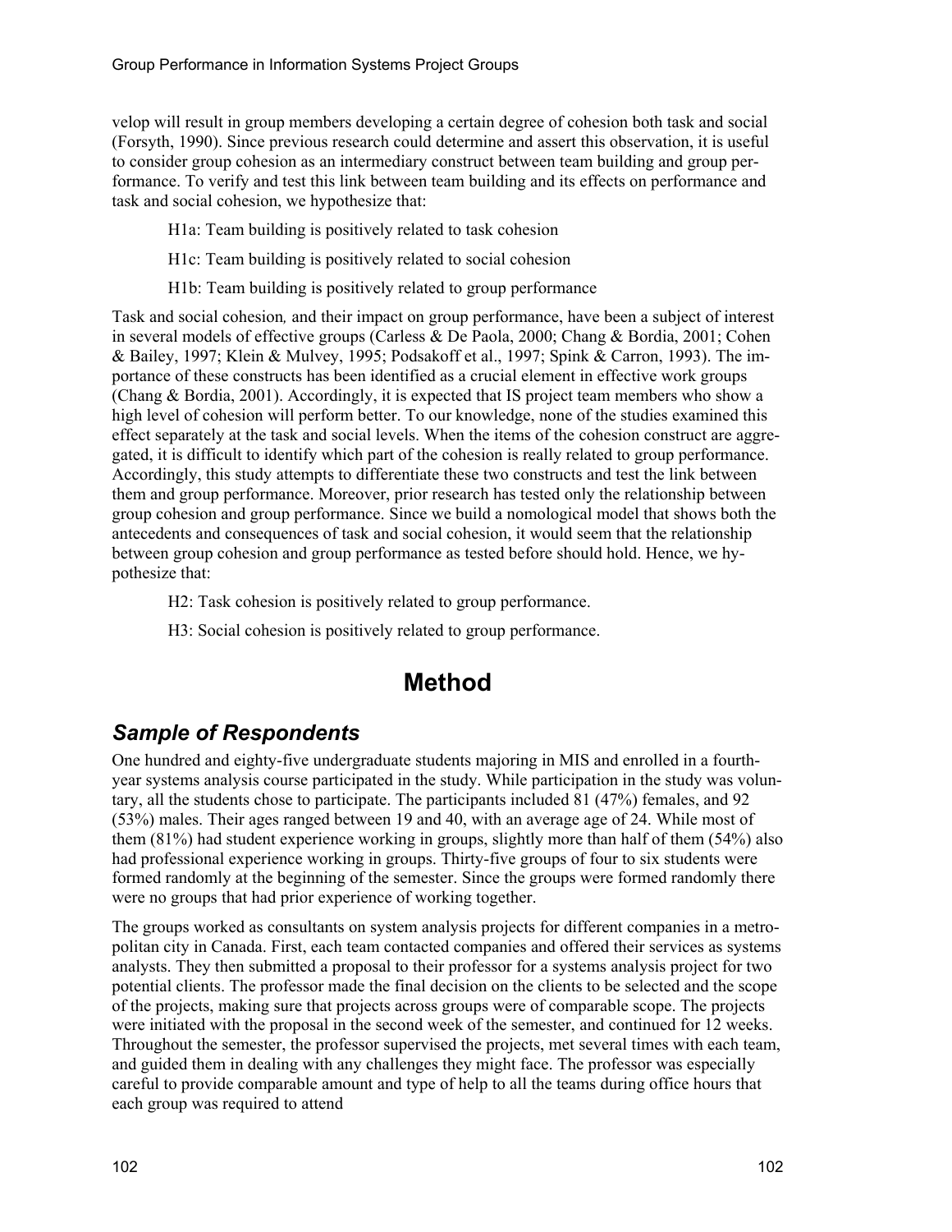velop will result in group members developing a certain degree of cohesion both task and social (Forsyth, 1990). Since previous research could determine and assert this observation, it is useful to consider group cohesion as an intermediary construct between team building and group performance. To verify and test this link between team building and its effects on performance and task and social cohesion, we hypothesize that:

> H1a: Team building is positively related to task cohesion
>
> H1c: Team building is positively related to social cohesion
>
> H1b: Team building is positively related to group performance

Task and social cohesion*,* and their impact on group performance, have been a subject of interest in several models of effective groups (Carless & De Paola, 2000; Chang & Bordia, 2001; Cohen & Bailey, 1997; Klein & Mulvey, 1995; Podsakoff et al., 1997; Spink & Carron, 1993). The importance of these constructs has been identified as a crucial element in effective work groups (Chang & Bordia, 2001). Accordingly, it is expected that IS project team members who show a high level of cohesion will perform better. To our knowledge, none of the studies examined this effect separately at the task and social levels. When the items of the cohesion construct are aggregated, it is difficult to identify which part of the cohesion is really related to group performance. Accordingly, this study attempts to differentiate these two constructs and test the link between them and group performance. Moreover, prior research has tested only the relationship between group cohesion and group performance. Since we build a nomological model that shows both the antecedents and consequences of task and social cohesion, it would seem that the relationship between group cohesion and group performance as tested before should hold. Hence, we hypothesize that:

> H2: Task cohesion is positively related to group performance.
>
> H3: Social cohesion is positively related to group performance.

# Method

## *Sample of Respondents*

One hundred and eighty-five undergraduate students majoring in MIS and enrolled in a fourth-year systems analysis course participated in the study. While participation in the study was voluntary, all the students chose to participate. The participants included 81 (47%) females, and 92 (53%) males. Their ages ranged between 19 and 40, with an average age of 24. While most of them (81%) had student experience working in groups, slightly more than half of them (54%) also had professional experience working in groups. Thirty-five groups of four to six students were formed randomly at the beginning of the semester. Since the groups were formed randomly there were no groups that had prior experience of working together.

The groups worked as consultants on system analysis projects for different companies in a metropolitan city in Canada. First, each team contacted companies and offered their services as systems analysts. They then submitted a proposal to their professor for a systems analysis project for two potential clients. The professor made the final decision on the clients to be selected and the scope of the projects, making sure that projects across groups were of comparable scope. The projects were initiated with the proposal in the second week of the semester, and continued for 12 weeks. Throughout the semester, the professor supervised the projects, met several times with each team, and guided them in dealing with any challenges they might face. The professor was especially careful to provide comparable amount and type of help to all the teams during office hours that each group was required to attend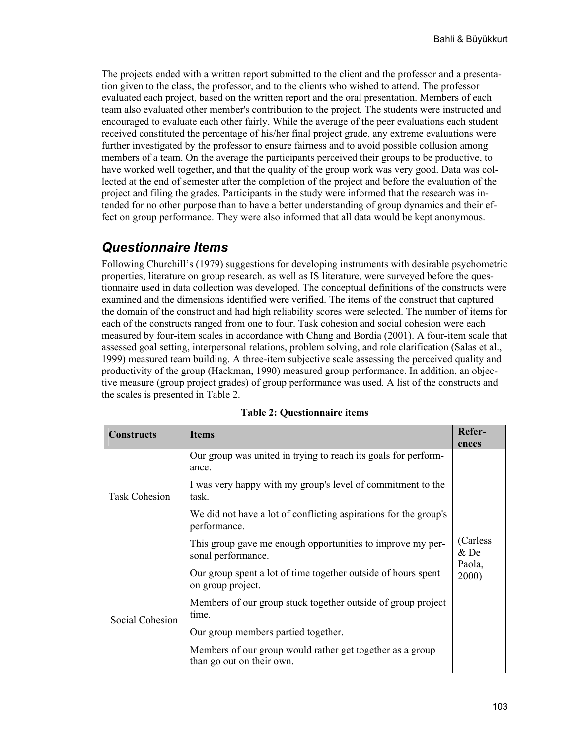The projects ended with a written report submitted to the client and the professor and a presentation given to the class, the professor, and to the clients who wished to attend. The professor evaluated each project, based on the written report and the oral presentation. Members of each team also evaluated other member's contribution to the project. The students were instructed and encouraged to evaluate each other fairly. While the average of the peer evaluations each student received constituted the percentage of his/her final project grade, any extreme evaluations were further investigated by the professor to ensure fairness and to avoid possible collusion among members of a team. On the average the participants perceived their groups to be productive, to have worked well together, and that the quality of the group work was very good. Data was collected at the end of semester after the completion of the project and before the evaluation of the project and filing the grades. Participants in the study were informed that the research was intended for no other purpose than to have a better understanding of group dynamics and their effect on group performance. They were also informed that all data would be kept anonymous.

## *Questionnaire Items*

Following Churchill's (1979) suggestions for developing instruments with desirable psychometric properties, literature on group research, as well as IS literature, were surveyed before the questionnaire used in data collection was developed. The conceptual definitions of the constructs were examined and the dimensions identified were verified. The items of the construct that captured the domain of the construct and had high reliability scores were selected. The number of items for each of the constructs ranged from one to four. Task cohesion and social cohesion were each measured by four-item scales in accordance with Chang and Bordia (2001). A four-item scale that assessed goal setting, interpersonal relations, problem solving, and role clarification (Salas et al., 1999) measured team building. A three-item subjective scale assessing the perceived quality and productivity of the group (Hackman, 1990) measured group performance. In addition, an objective measure (group project grades) of group performance was used. A list of the constructs and the scales is presented in Table 2.

**Table 2: Questionnaire items**

| Constructs | Items | References |
|---|---|---|
| Task Cohesion | Our group was united in trying to reach its goals for performance. | (Carless & De Paola, 2000) |
| | I was very happy with my group's level of commitment to the task. | |
| | We did not have a lot of conflicting aspirations for the group's performance. | |
| | This group gave me enough opportunities to improve my personal performance. | |
| Social Cohesion | Our group spent a lot of time together outside of hours spent on group project. | |
| | Members of our group stuck together outside of group project time. | |
| | Our group members partied together. | |
| | Members of our group would rather get together as a group than go out on their own. | |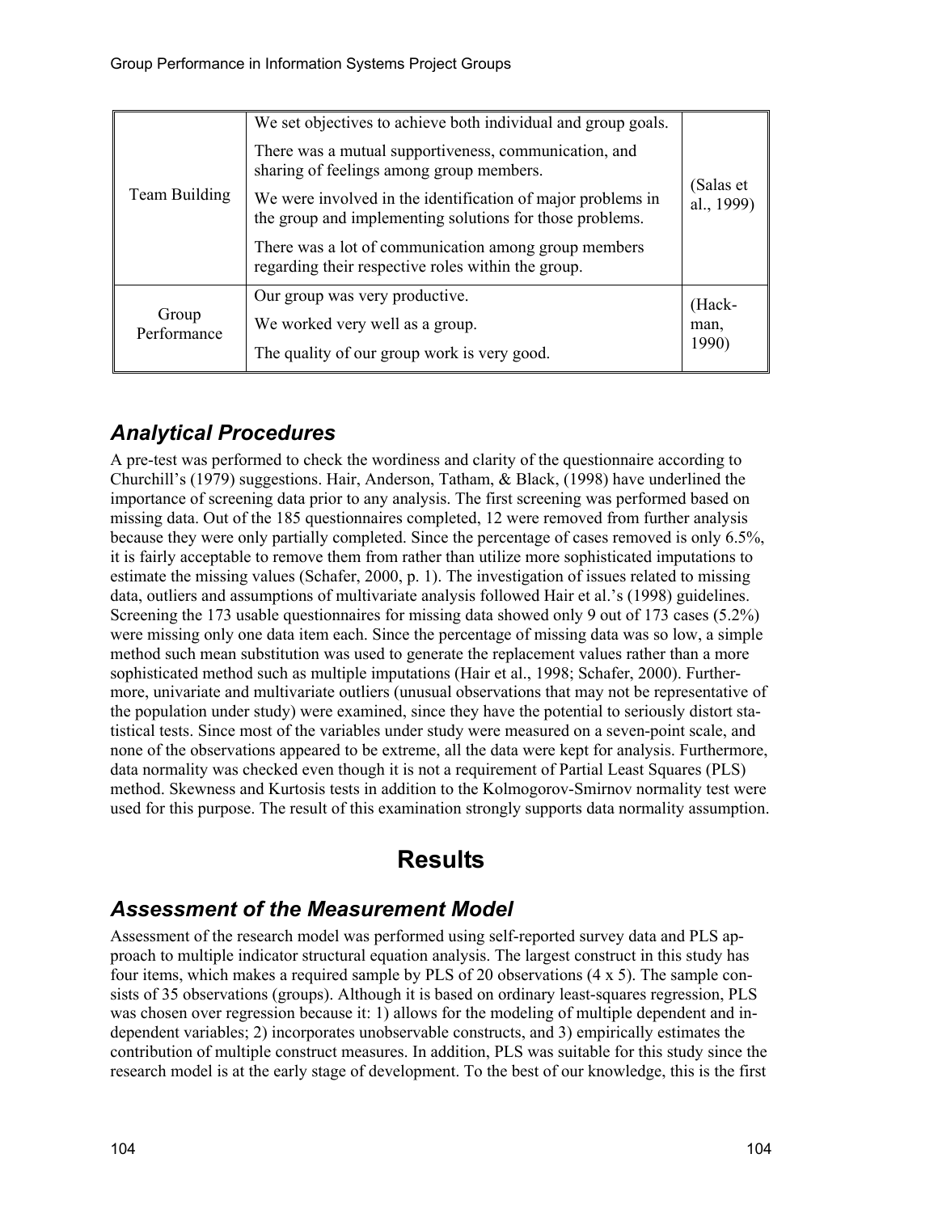| | | |
|---|---|---|
| Team Building | We set objectives to achieve both individual and group goals.<br>There was a mutual supportiveness, communication, and sharing of feelings among group members.<br>We were involved in the identification of major problems in the group and implementing solutions for those problems.<br>There was a lot of communication among group members regarding their respective roles within the group. | (Salas et al., 1999) |
| Group Performance | Our group was very productive.<br>We worked very well as a group.<br>The quality of our group work is very good. | (Hack-man, 1990) |

## Analytical Procedures

A pre-test was performed to check the wordiness and clarity of the questionnaire according to Churchill's (1979) suggestions. Hair, Anderson, Tatham, & Black, (1998) have underlined the importance of screening data prior to any analysis. The first screening was performed based on missing data. Out of the 185 questionnaires completed, 12 were removed from further analysis because they were only partially completed. Since the percentage of cases removed is only 6.5%, it is fairly acceptable to remove them from rather than utilize more sophisticated imputations to estimate the missing values (Schafer, 2000, p. 1). The investigation of issues related to missing data, outliers and assumptions of multivariate analysis followed Hair et al.'s (1998) guidelines. Screening the 173 usable questionnaires for missing data showed only 9 out of 173 cases (5.2%) were missing only one data item each. Since the percentage of missing data was so low, a simple method such mean substitution was used to generate the replacement values rather than a more sophisticated method such as multiple imputations (Hair et al., 1998; Schafer, 2000). Furthermore, univariate and multivariate outliers (unusual observations that may not be representative of the population under study) were examined, since they have the potential to seriously distort statistical tests. Since most of the variables under study were measured on a seven-point scale, and none of the observations appeared to be extreme, all the data were kept for analysis. Furthermore, data normality was checked even though it is not a requirement of Partial Least Squares (PLS) method. Skewness and Kurtosis tests in addition to the Kolmogorov-Smirnov normality test were used for this purpose. The result of this examination strongly supports data normality assumption.

# Results

## Assessment of the Measurement Model

Assessment of the research model was performed using self-reported survey data and PLS approach to multiple indicator structural equation analysis. The largest construct in this study has four items, which makes a required sample by PLS of 20 observations (4 x 5). The sample consists of 35 observations (groups). Although it is based on ordinary least-squares regression, PLS was chosen over regression because it: 1) allows for the modeling of multiple dependent and independent variables; 2) incorporates unobservable constructs, and 3) empirically estimates the contribution of multiple construct measures. In addition, PLS was suitable for this study since the research model is at the early stage of development. To the best of our knowledge, this is the first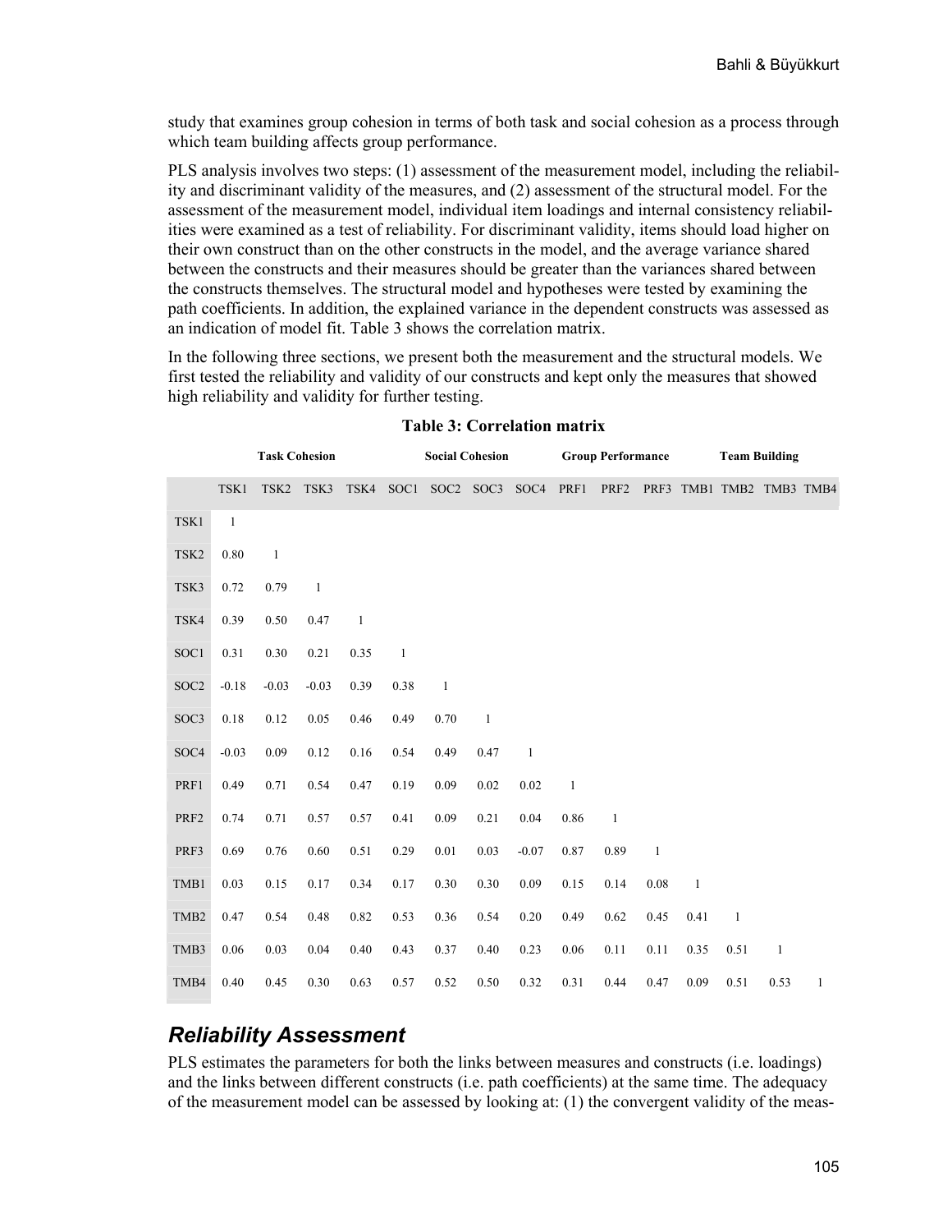study that examines group cohesion in terms of both task and social cohesion as a process through which team building affects group performance.

PLS analysis involves two steps: (1) assessment of the measurement model, including the reliability and discriminant validity of the measures, and (2) assessment of the structural model. For the assessment of the measurement model, individual item loadings and internal consistency reliabilities were examined as a test of reliability. For discriminant validity, items should load higher on their own construct than on the other constructs in the model, and the average variance shared between the constructs and their measures should be greater than the variances shared between the constructs themselves. The structural model and hypotheses were tested by examining the path coefficients. In addition, the explained variance in the dependent constructs was assessed as an indication of model fit. Table 3 shows the correlation matrix.

In the following three sections, we present both the measurement and the structural models. We first tested the reliability and validity of our constructs and kept only the measures that showed high reliability and validity for further testing.

**Table 3: Correlation matrix**

| | Task Cohesion | | | | Social Cohesion | | | | Group Performance | | | Team Building | | | |
|---|---|---|---|---|---|---|---|---|---|---|---|---|---|---|---|
| | TSK1 | TSK2 | TSK3 | TSK4 | SOC1 | SOC2 | SOC3 | SOC4 | PRF1 | PRF2 | PRF3 | TMB1 | TMB2 | TMB3 | TMB4 |
| TSK1 | 1 | | | | | | | | | | | | | | |
| TSK2 | 0.80 | 1 | | | | | | | | | | | | | |
| TSK3 | 0.72 | 0.79 | 1 | | | | | | | | | | | | |
| TSK4 | 0.39 | 0.50 | 0.47 | 1 | | | | | | | | | | | |
| SOC1 | 0.31 | 0.30 | 0.21 | 0.35 | 1 | | | | | | | | | | |
| SOC2 | -0.18 | -0.03 | -0.03 | 0.39 | 0.38 | 1 | | | | | | | | | |
| SOC3 | 0.18 | 0.12 | 0.05 | 0.46 | 0.49 | 0.70 | 1 | | | | | | | | |
| SOC4 | -0.03 | 0.09 | 0.12 | 0.16 | 0.54 | 0.49 | 0.47 | 1 | | | | | | | |
| PRF1 | 0.49 | 0.71 | 0.54 | 0.47 | 0.19 | 0.09 | 0.02 | 0.02 | 1 | | | | | | |
| PRF2 | 0.74 | 0.71 | 0.57 | 0.57 | 0.41 | 0.09 | 0.21 | 0.04 | 0.86 | 1 | | | | | |
| PRF3 | 0.69 | 0.76 | 0.60 | 0.51 | 0.29 | 0.01 | 0.03 | -0.07 | 0.87 | 0.89 | 1 | | | | |
| TMB1 | 0.03 | 0.15 | 0.17 | 0.34 | 0.17 | 0.30 | 0.30 | 0.09 | 0.15 | 0.14 | 0.08 | 1 | | | |
| TMB2 | 0.47 | 0.54 | 0.48 | 0.82 | 0.53 | 0.36 | 0.54 | 0.20 | 0.49 | 0.62 | 0.45 | 0.41 | 1 | | |
| TMB3 | 0.06 | 0.03 | 0.04 | 0.40 | 0.43 | 0.37 | 0.40 | 0.23 | 0.06 | 0.11 | 0.11 | 0.35 | 0.51 | 1 | |
| TMB4 | 0.40 | 0.45 | 0.30 | 0.63 | 0.57 | 0.52 | 0.50 | 0.32 | 0.31 | 0.44 | 0.47 | 0.09 | 0.51 | 0.53 | 1 |

## *Reliability Assessment*

PLS estimates the parameters for both the links between measures and constructs (i.e. loadings) and the links between different constructs (i.e. path coefficients) at the same time. The adequacy of the measurement model can be assessed by looking at: (1) the convergent validity of the meas-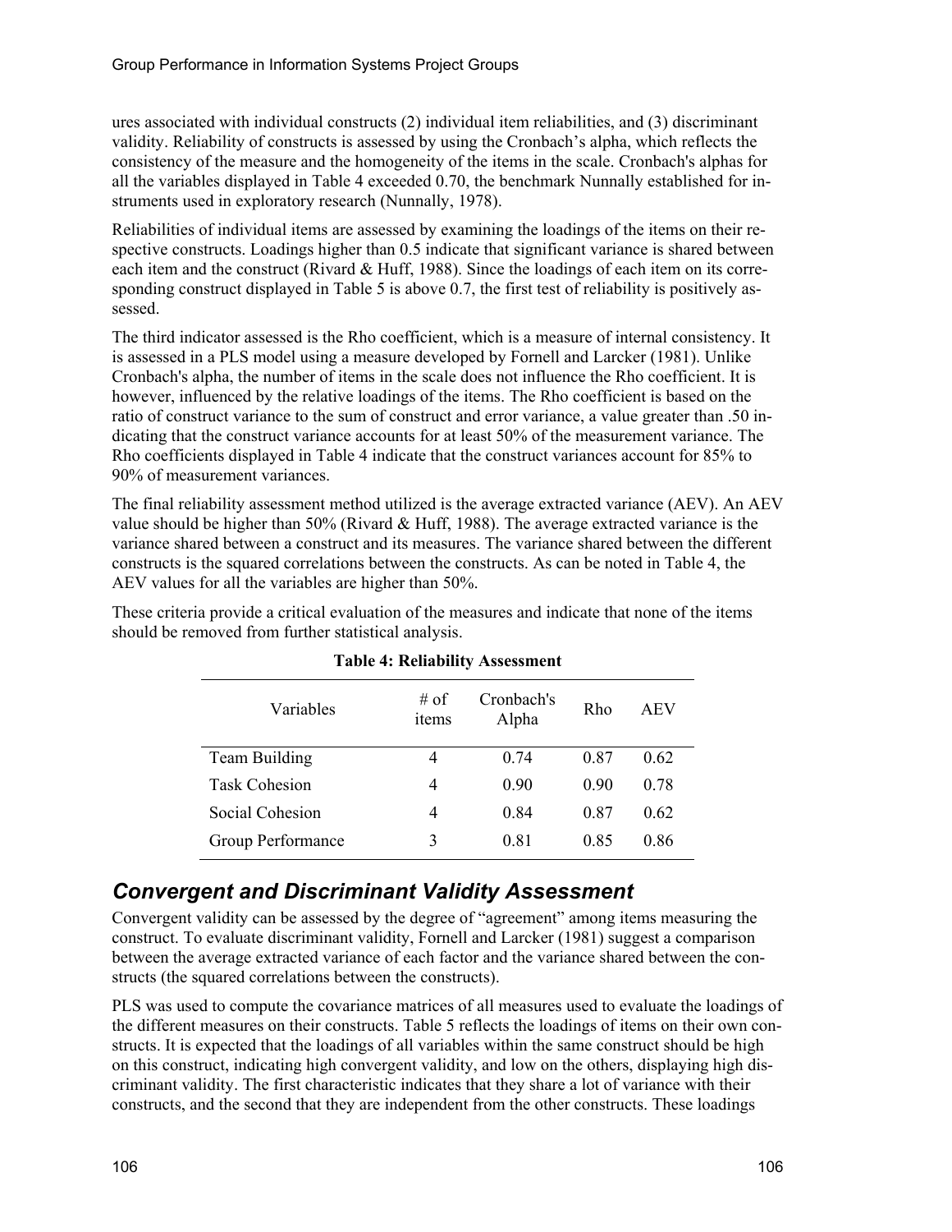ures associated with individual constructs (2) individual item reliabilities, and (3) discriminant validity. Reliability of constructs is assessed by using the Cronbach's alpha, which reflects the consistency of the measure and the homogeneity of the items in the scale. Cronbach's alphas for all the variables displayed in Table 4 exceeded 0.70, the benchmark Nunnally established for instruments used in exploratory research (Nunnally, 1978).

Reliabilities of individual items are assessed by examining the loadings of the items on their respective constructs. Loadings higher than 0.5 indicate that significant variance is shared between each item and the construct (Rivard & Huff, 1988). Since the loadings of each item on its corresponding construct displayed in Table 5 is above 0.7, the first test of reliability is positively assessed.

The third indicator assessed is the Rho coefficient, which is a measure of internal consistency. It is assessed in a PLS model using a measure developed by Fornell and Larcker (1981). Unlike Cronbach's alpha, the number of items in the scale does not influence the Rho coefficient. It is however, influenced by the relative loadings of the items. The Rho coefficient is based on the ratio of construct variance to the sum of construct and error variance, a value greater than .50 indicating that the construct variance accounts for at least 50% of the measurement variance. The Rho coefficients displayed in Table 4 indicate that the construct variances account for 85% to 90% of measurement variances.

The final reliability assessment method utilized is the average extracted variance (AEV). An AEV value should be higher than 50% (Rivard & Huff, 1988). The average extracted variance is the variance shared between a construct and its measures. The variance shared between the different constructs is the squared correlations between the constructs. As can be noted in Table 4, the AEV values for all the variables are higher than 50%.

These criteria provide a critical evaluation of the measures and indicate that none of the items should be removed from further statistical analysis.

**Table 4: Reliability Assessment**

| Variables | # of items | Cronbach's Alpha | Rho | AEV |
|---|---|---|---|---|
| Team Building | 4 | 0.74 | 0.87 | 0.62 |
| Task Cohesion | 4 | 0.90 | 0.90 | 0.78 |
| Social Cohesion | 4 | 0.84 | 0.87 | 0.62 |
| Group Performance | 3 | 0.81 | 0.85 | 0.86 |

## *Convergent and Discriminant Validity Assessment*

Convergent validity can be assessed by the degree of "agreement" among items measuring the construct. To evaluate discriminant validity, Fornell and Larcker (1981) suggest a comparison between the average extracted variance of each factor and the variance shared between the constructs (the squared correlations between the constructs).

PLS was used to compute the covariance matrices of all measures used to evaluate the loadings of the different measures on their constructs. Table 5 reflects the loadings of items on their own constructs. It is expected that the loadings of all variables within the same construct should be high on this construct, indicating high convergent validity, and low on the others, displaying high discriminant validity. The first characteristic indicates that they share a lot of variance with their constructs, and the second that they are independent from the other constructs. These loadings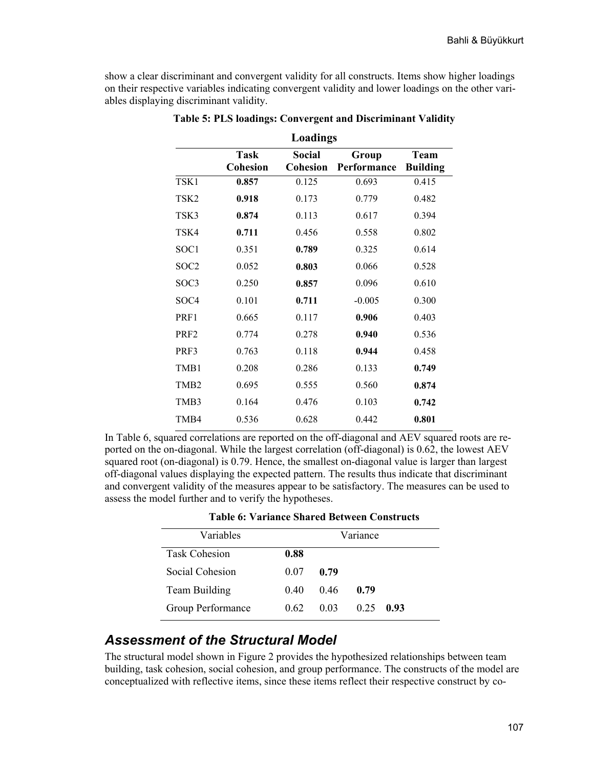show a clear discriminant and convergent validity for all constructs. Items show higher loadings on their respective variables indicating convergent validity and lower loadings on the other variables displaying discriminant validity.

**Table 5: PLS loadings: Convergent and Discriminant Validity**

| | Loadings | | | |
|---|---|---|---|---|
| | **Task Cohesion** | **Social Cohesion** | **Group Performance** | **Team Building** |
| TSK1 | **0.857** | 0.125 | 0.693 | 0.415 |
| TSK2 | **0.918** | 0.173 | 0.779 | 0.482 |
| TSK3 | **0.874** | 0.113 | 0.617 | 0.394 |
| TSK4 | **0.711** | 0.456 | 0.558 | 0.802 |
| SOC1 | 0.351 | **0.789** | 0.325 | 0.614 |
| SOC2 | 0.052 | **0.803** | 0.066 | 0.528 |
| SOC3 | 0.250 | **0.857** | 0.096 | 0.610 |
| SOC4 | 0.101 | **0.711** | -0.005 | 0.300 |
| PRF1 | 0.665 | 0.117 | **0.906** | 0.403 |
| PRF2 | 0.774 | 0.278 | **0.940** | 0.536 |
| PRF3 | 0.763 | 0.118 | **0.944** | 0.458 |
| TMB1 | 0.208 | 0.286 | 0.133 | **0.749** |
| TMB2 | 0.695 | 0.555 | 0.560 | **0.874** |
| TMB3 | 0.164 | 0.476 | 0.103 | **0.742** |
| TMB4 | 0.536 | 0.628 | 0.442 | **0.801** |

In Table 6, squared correlations are reported on the off-diagonal and AEV squared roots are reported on the on-diagonal. While the largest correlation (off-diagonal) is 0.62, the lowest AEV squared root (on-diagonal) is 0.79. Hence, the smallest on-diagonal value is larger than largest off-diagonal values displaying the expected pattern. The results thus indicate that discriminant and convergent validity of the measures appear to be satisfactory. The measures can be used to assess the model further and to verify the hypotheses.

**Table 6: Variance Shared Between Constructs**

| Variables | Variance | | | |
|---|---|---|---|---|
| Task Cohesion | **0.88** | | | |
| Social Cohesion | 0.07 | **0.79** | | |
| Team Building | 0.40 | 0.46 | **0.79** | |
| Group Performance | 0.62 | 0.03 | 0.25 | **0.93** |

## *Assessment of the Structural Model*

The structural model shown in Figure 2 provides the hypothesized relationships between team building, task cohesion, social cohesion, and group performance. The constructs of the model are conceptualized with reflective items, since these items reflect their respective construct by co-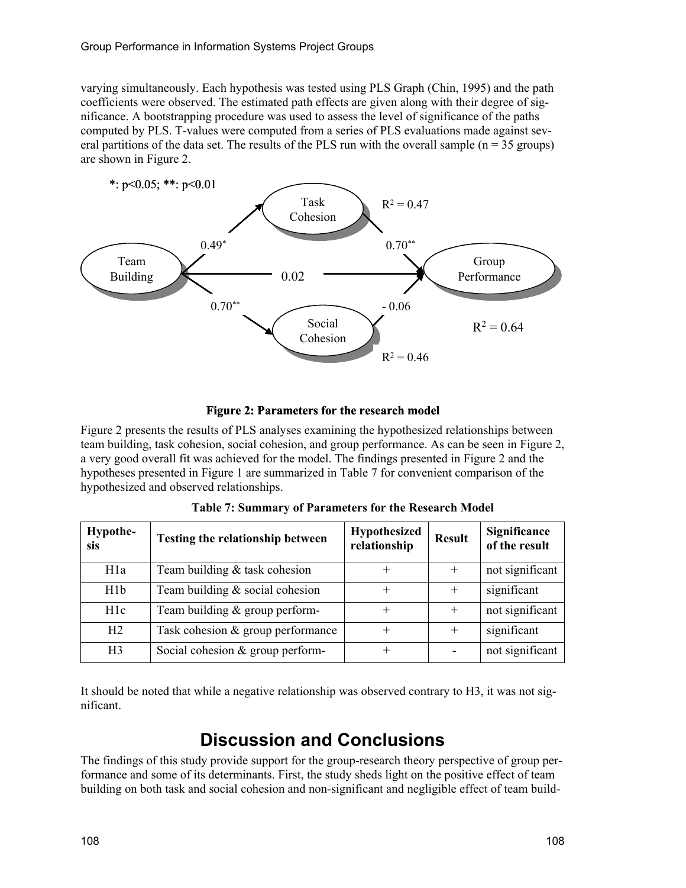varying simultaneously. Each hypothesis was tested using PLS Graph (Chin, 1995) and the path coefficients were observed. The estimated path effects are given along with their degree of significance. A bootstrapping procedure was used to assess the level of significance of the paths computed by PLS. T-values were computed from a series of PLS evaluations made against several partitions of the data set. The results of the PLS run with the overall sample (n = 35 groups) are shown in Figure 2.

**Figure 2: Parameters for the research model**

Figure 2 presents the results of PLS analyses examining the hypothesized relationships between team building, task cohesion, social cohesion, and group performance. As can be seen in Figure 2, a very good overall fit was achieved for the model. The findings presented in Figure 2 and the hypotheses presented in Figure 1 are summarized in Table 7 for convenient comparison of the hypothesized and observed relationships.

**Table 7: Summary of Parameters for the Research Model**

| Hypothesis | Testing the relationship between | Hypothesized relationship | Result | Significance of the result |
|---|---|---|---|---|
| H1a | Team building & task cohesion | + | + | not significant |
| H1b | Team building & social cohesion | + | + | significant |
| H1c | Team building & group perform- | + | + | not significant |
| H2 | Task cohesion & group performance | + | + | significant |
| H3 | Social cohesion & group perform- | + | - | not significant |

It should be noted that while a negative relationship was observed contrary to H3, it was not significant.

# Discussion and Conclusions

The findings of this study provide support for the group-research theory perspective of group performance and some of its determinants. First, the study sheds light on the positive effect of team building on both task and social cohesion and non-significant and negligible effect of team build-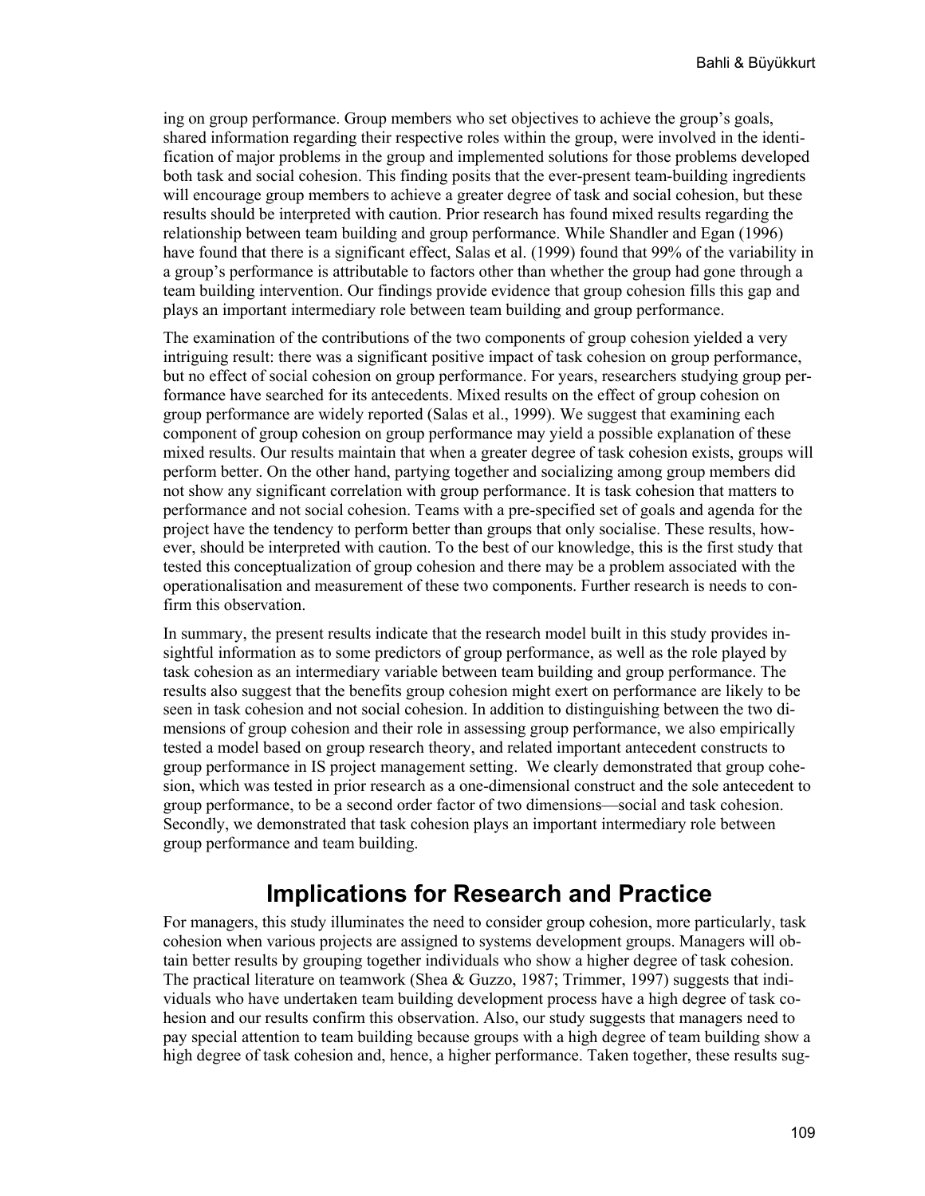ing on group performance. Group members who set objectives to achieve the group's goals, shared information regarding their respective roles within the group, were involved in the identification of major problems in the group and implemented solutions for those problems developed both task and social cohesion. This finding posits that the ever-present team-building ingredients will encourage group members to achieve a greater degree of task and social cohesion, but these results should be interpreted with caution. Prior research has found mixed results regarding the relationship between team building and group performance. While Shandler and Egan (1996) have found that there is a significant effect, Salas et al. (1999) found that 99% of the variability in a group's performance is attributable to factors other than whether the group had gone through a team building intervention. Our findings provide evidence that group cohesion fills this gap and plays an important intermediary role between team building and group performance.

The examination of the contributions of the two components of group cohesion yielded a very intriguing result: there was a significant positive impact of task cohesion on group performance, but no effect of social cohesion on group performance. For years, researchers studying group performance have searched for its antecedents. Mixed results on the effect of group cohesion on group performance are widely reported (Salas et al., 1999). We suggest that examining each component of group cohesion on group performance may yield a possible explanation of these mixed results. Our results maintain that when a greater degree of task cohesion exists, groups will perform better. On the other hand, partying together and socializing among group members did not show any significant correlation with group performance. It is task cohesion that matters to performance and not social cohesion. Teams with a pre-specified set of goals and agenda for the project have the tendency to perform better than groups that only socialise. These results, however, should be interpreted with caution. To the best of our knowledge, this is the first study that tested this conceptualization of group cohesion and there may be a problem associated with the operationalisation and measurement of these two components. Further research is needs to confirm this observation.

In summary, the present results indicate that the research model built in this study provides insightful information as to some predictors of group performance, as well as the role played by task cohesion as an intermediary variable between team building and group performance. The results also suggest that the benefits group cohesion might exert on performance are likely to be seen in task cohesion and not social cohesion. In addition to distinguishing between the two dimensions of group cohesion and their role in assessing group performance, we also empirically tested a model based on group research theory, and related important antecedent constructs to group performance in IS project management setting. We clearly demonstrated that group cohesion, which was tested in prior research as a one-dimensional construct and the sole antecedent to group performance, to be a second order factor of two dimensions—social and task cohesion. Secondly, we demonstrated that task cohesion plays an important intermediary role between group performance and team building.

## Implications for Research and Practice

For managers, this study illuminates the need to consider group cohesion, more particularly, task cohesion when various projects are assigned to systems development groups. Managers will obtain better results by grouping together individuals who show a higher degree of task cohesion. The practical literature on teamwork (Shea & Guzzo, 1987; Trimmer, 1997) suggests that individuals who have undertaken team building development process have a high degree of task cohesion and our results confirm this observation. Also, our study suggests that managers need to pay special attention to team building because groups with a high degree of team building show a high degree of task cohesion and, hence, a higher performance. Taken together, these results sug-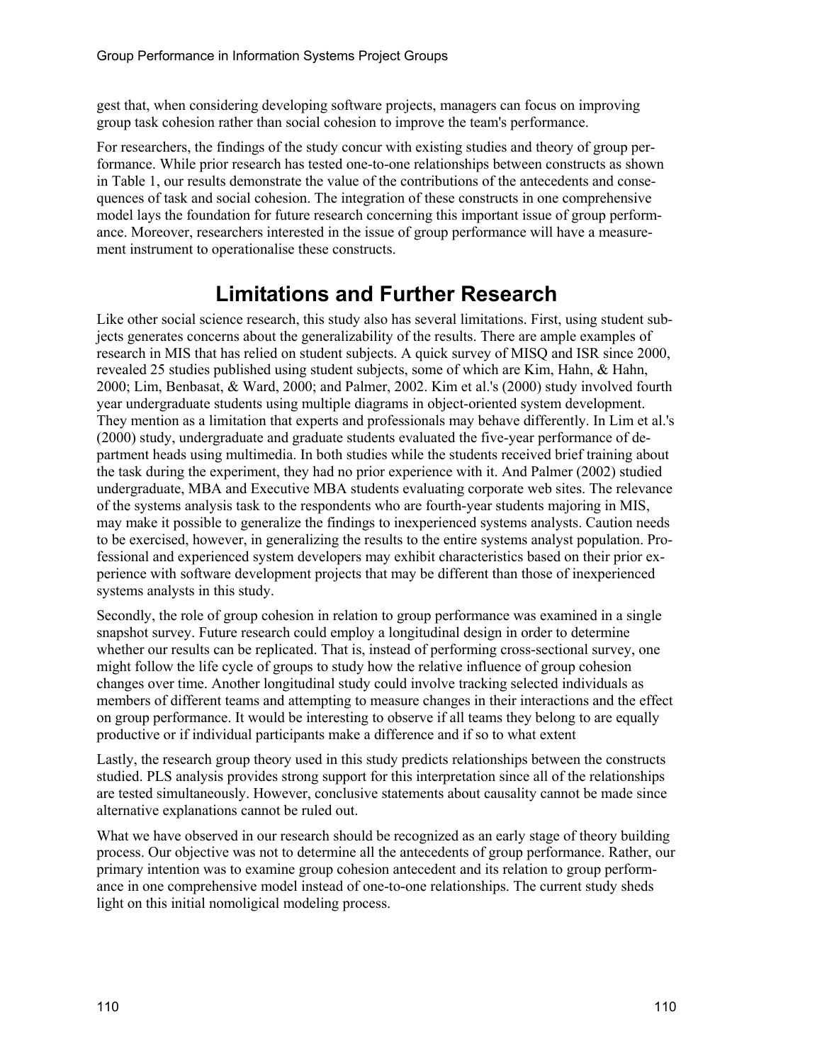gest that, when considering developing software projects, managers can focus on improving group task cohesion rather than social cohesion to improve the team's performance.

For researchers, the findings of the study concur with existing studies and theory of group performance. While prior research has tested one-to-one relationships between constructs as shown in Table 1, our results demonstrate the value of the contributions of the antecedents and consequences of task and social cohesion. The integration of these constructs in one comprehensive model lays the foundation for future research concerning this important issue of group performance. Moreover, researchers interested in the issue of group performance will have a measurement instrument to operationalise these constructs.

## Limitations and Further Research

Like other social science research, this study also has several limitations. First, using student subjects generates concerns about the generalizability of the results. There are ample examples of research in MIS that has relied on student subjects. A quick survey of MISQ and ISR since 2000, revealed 25 studies published using student subjects, some of which are Kim, Hahn, & Hahn, 2000; Lim, Benbasat, & Ward, 2000; and Palmer, 2002. Kim et al.'s (2000) study involved fourth year undergraduate students using multiple diagrams in object-oriented system development. They mention as a limitation that experts and professionals may behave differently. In Lim et al.'s (2000) study, undergraduate and graduate students evaluated the five-year performance of department heads using multimedia. In both studies while the students received brief training about the task during the experiment, they had no prior experience with it. And Palmer (2002) studied undergraduate, MBA and Executive MBA students evaluating corporate web sites. The relevance of the systems analysis task to the respondents who are fourth-year students majoring in MIS, may make it possible to generalize the findings to inexperienced systems analysts. Caution needs to be exercised, however, in generalizing the results to the entire systems analyst population. Professional and experienced system developers may exhibit characteristics based on their prior experience with software development projects that may be different than those of inexperienced systems analysts in this study.

Secondly, the role of group cohesion in relation to group performance was examined in a single snapshot survey. Future research could employ a longitudinal design in order to determine whether our results can be replicated. That is, instead of performing cross-sectional survey, one might follow the life cycle of groups to study how the relative influence of group cohesion changes over time. Another longitudinal study could involve tracking selected individuals as members of different teams and attempting to measure changes in their interactions and the effect on group performance. It would be interesting to observe if all teams they belong to are equally productive or if individual participants make a difference and if so to what extent

Lastly, the research group theory used in this study predicts relationships between the constructs studied. PLS analysis provides strong support for this interpretation since all of the relationships are tested simultaneously. However, conclusive statements about causality cannot be made since alternative explanations cannot be ruled out.

What we have observed in our research should be recognized as an early stage of theory building process. Our objective was not to determine all the antecedents of group performance. Rather, our primary intention was to examine group cohesion antecedent and its relation to group performance in one comprehensive model instead of one-to-one relationships. The current study sheds light on this initial nomoligical modeling process.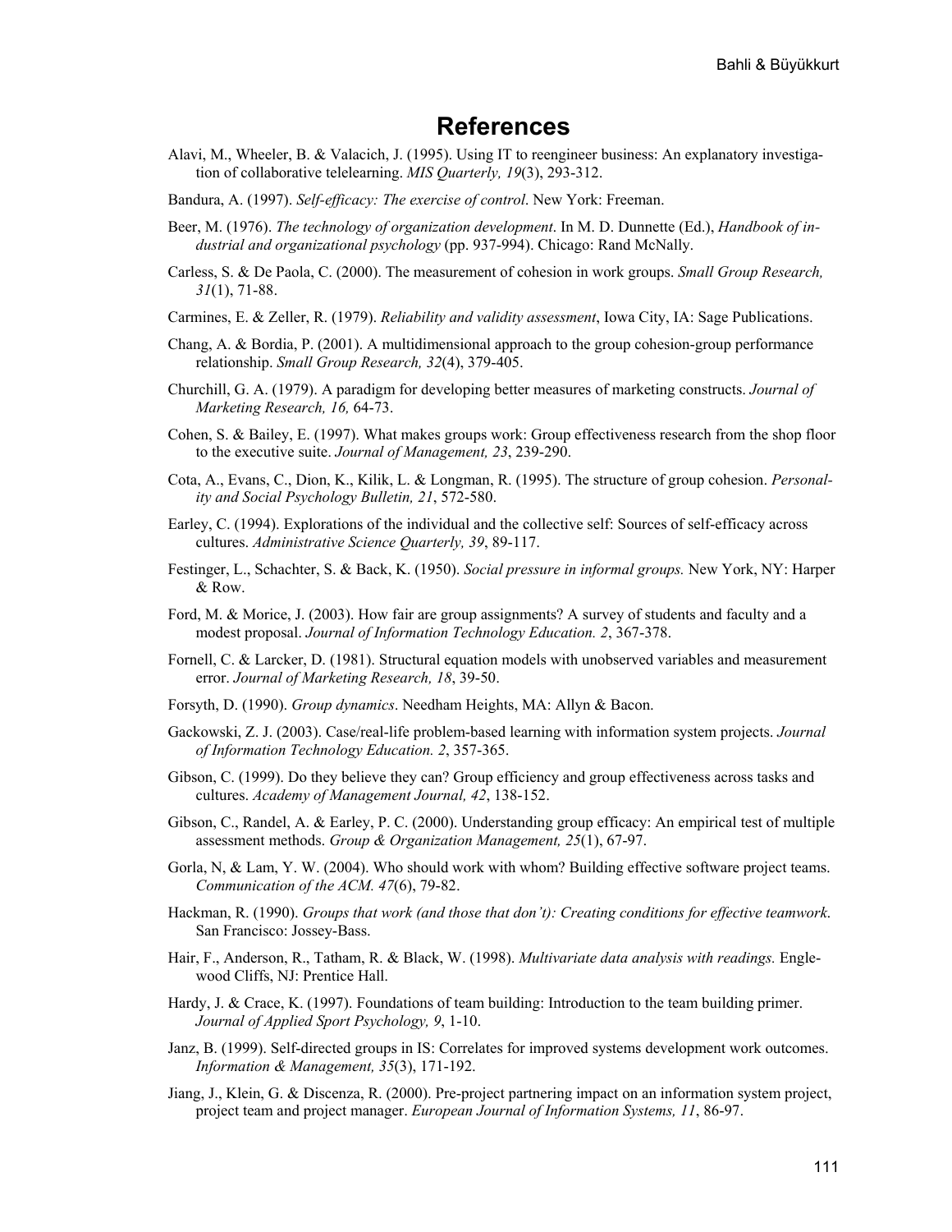# References

Alavi, M., Wheeler, B. & Valacich, J. (1995). Using IT to reengineer business: An explanatory investigation of collaborative telelearning. *MIS Quarterly, 19*(3), 293-312.

Bandura, A. (1997). *Self-efficacy: The exercise of control*. New York: Freeman.

Beer, M. (1976). *The technology of organization development*. In M. D. Dunnette (Ed.), *Handbook of industrial and organizational psychology* (pp. 937-994). Chicago: Rand McNally.

Carless, S. & De Paola, C. (2000). The measurement of cohesion in work groups. *Small Group Research, 31*(1), 71-88.

Carmines, E. & Zeller, R. (1979). *Reliability and validity assessment*, Iowa City, IA: Sage Publications.

Chang, A. & Bordia, P. (2001). A multidimensional approach to the group cohesion-group performance relationship. *Small Group Research, 32*(4), 379-405.

Churchill, G. A. (1979). A paradigm for developing better measures of marketing constructs. *Journal of Marketing Research, 16,* 64-73.

Cohen, S. & Bailey, E. (1997). What makes groups work: Group effectiveness research from the shop floor to the executive suite. *Journal of Management, 23*, 239-290.

Cota, A., Evans, C., Dion, K., Kilik, L. & Longman, R. (1995). The structure of group cohesion. *Personality and Social Psychology Bulletin, 21*, 572-580.

Earley, C. (1994). Explorations of the individual and the collective self: Sources of self-efficacy across cultures. *Administrative Science Quarterly, 39*, 89-117.

Festinger, L., Schachter, S. & Back, K. (1950). *Social pressure in informal groups.* New York, NY: Harper & Row.

Ford, M. & Morice, J. (2003). How fair are group assignments? A survey of students and faculty and a modest proposal. *Journal of Information Technology Education. 2*, 367-378.

Fornell, C. & Larcker, D. (1981). Structural equation models with unobserved variables and measurement error. *Journal of Marketing Research, 18*, 39-50.

Forsyth, D. (1990). *Group dynamics*. Needham Heights, MA: Allyn & Bacon.

Gackowski, Z. J. (2003). Case/real-life problem-based learning with information system projects. *Journal of Information Technology Education. 2*, 357-365.

Gibson, C. (1999). Do they believe they can? Group efficiency and group effectiveness across tasks and cultures. *Academy of Management Journal, 42*, 138-152.

Gibson, C., Randel, A. & Earley, P. C. (2000). Understanding group efficacy: An empirical test of multiple assessment methods. *Group & Organization Management, 25*(1), 67-97.

Gorla, N, & Lam, Y. W. (2004). Who should work with whom? Building effective software project teams. *Communication of the ACM. 47*(6), 79-82.

Hackman, R. (1990). *Groups that work (and those that don't): Creating conditions for effective teamwork*. San Francisco: Jossey-Bass.

Hair, F., Anderson, R., Tatham, R. & Black, W. (1998). *Multivariate data analysis with readings.* Englewood Cliffs, NJ: Prentice Hall.

Hardy, J. & Crace, K. (1997). Foundations of team building: Introduction to the team building primer. *Journal of Applied Sport Psychology, 9*, 1-10.

Janz, B. (1999). Self-directed groups in IS: Correlates for improved systems development work outcomes. *Information & Management, 35*(3), 171-192.

Jiang, J., Klein, G. & Discenza, R. (2000). Pre-project partnering impact on an information system project, project team and project manager. *European Journal of Information Systems, 11*, 86-97.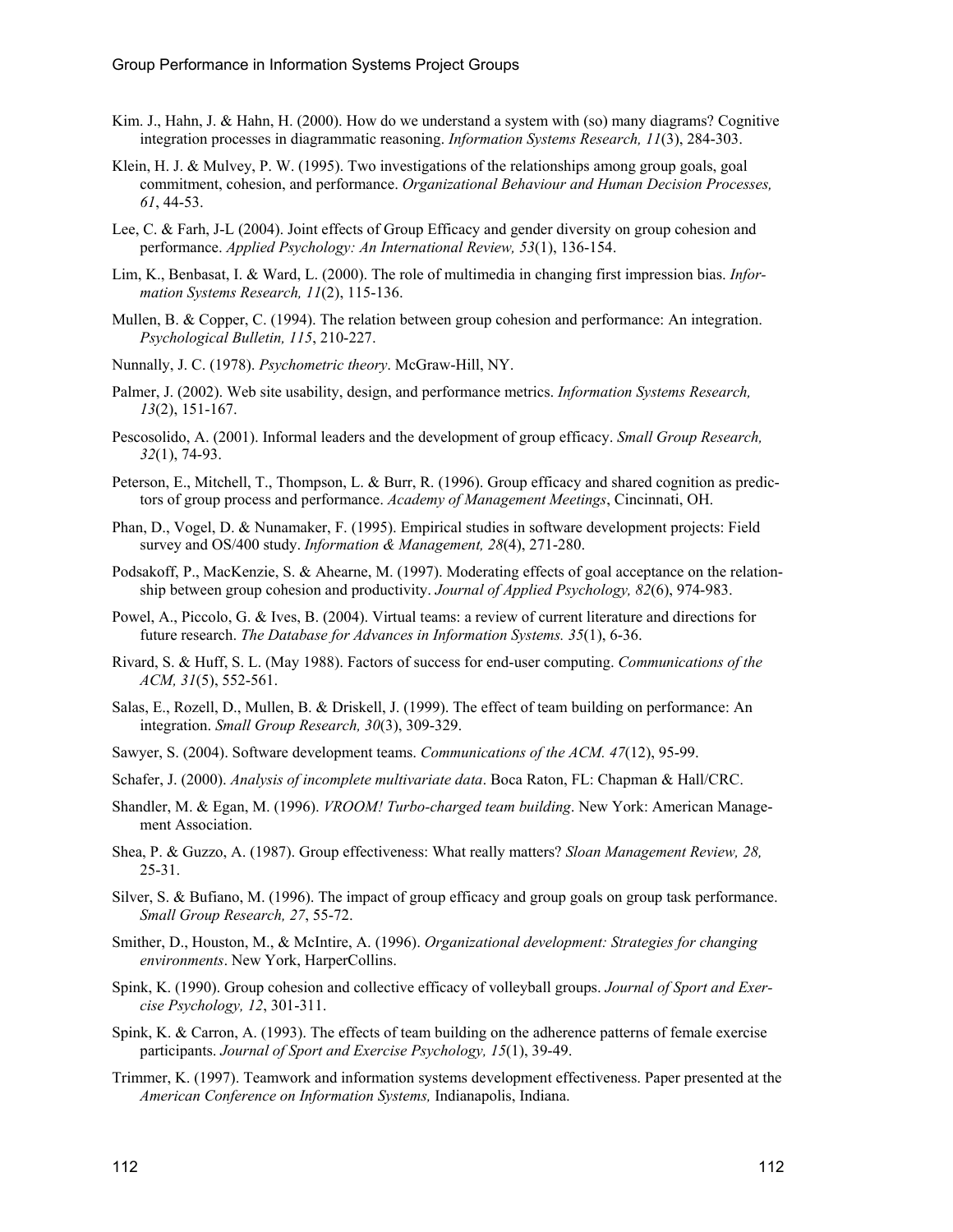Kim. J., Hahn, J. & Hahn, H. (2000). How do we understand a system with (so) many diagrams? Cognitive integration processes in diagrammatic reasoning. *Information Systems Research, 11*(3), 284-303.

Klein, H. J. & Mulvey, P. W. (1995). Two investigations of the relationships among group goals, goal commitment, cohesion, and performance. *Organizational Behaviour and Human Decision Processes, 61*, 44-53.

Lee, C. & Farh, J-L (2004). Joint effects of Group Efficacy and gender diversity on group cohesion and performance. *Applied Psychology: An International Review, 53*(1), 136-154.

Lim, K., Benbasat, I. & Ward, L. (2000). The role of multimedia in changing first impression bias. *Information Systems Research, 11*(2), 115-136.

Mullen, B. & Copper, C. (1994). The relation between group cohesion and performance: An integration. *Psychological Bulletin, 115*, 210-227.

Nunnally, J. C. (1978). *Psychometric theory*. McGraw-Hill, NY.

Palmer, J. (2002). Web site usability, design, and performance metrics. *Information Systems Research, 13*(2), 151-167.

Pescosolido, A. (2001). Informal leaders and the development of group efficacy. *Small Group Research, 32*(1), 74-93.

Peterson, E., Mitchell, T., Thompson, L. & Burr, R. (1996). Group efficacy and shared cognition as predictors of group process and performance. *Academy of Management Meetings*, Cincinnati, OH.

Phan, D., Vogel, D. & Nunamaker, F. (1995). Empirical studies in software development projects: Field survey and OS/400 study. *Information & Management, 28*(4), 271-280.

Podsakoff, P., MacKenzie, S. & Ahearne, M. (1997). Moderating effects of goal acceptance on the relationship between group cohesion and productivity. *Journal of Applied Psychology, 82*(6), 974-983.

Powel, A., Piccolo, G. & Ives, B. (2004). Virtual teams: a review of current literature and directions for future research. *The Database for Advances in Information Systems. 35*(1), 6-36.

Rivard, S. & Huff, S. L. (May 1988). Factors of success for end-user computing. *Communications of the ACM, 31*(5), 552-561.

Salas, E., Rozell, D., Mullen, B. & Driskell, J. (1999). The effect of team building on performance: An integration. *Small Group Research, 30*(3), 309-329.

Sawyer, S. (2004). Software development teams. *Communications of the ACM. 47*(12), 95-99.

Schafer, J. (2000). *Analysis of incomplete multivariate data*. Boca Raton, FL: Chapman & Hall/CRC.

Shandler, M. & Egan, M. (1996). *VROOM! Turbo-charged team building*. New York: American Management Association.

Shea, P. & Guzzo, A. (1987). Group effectiveness: What really matters? *Sloan Management Review, 28,* 25-31.

Silver, S. & Bufiano, M. (1996). The impact of group efficacy and group goals on group task performance. *Small Group Research, 27*, 55-72.

Smither, D., Houston, M., & McIntire, A. (1996). *Organizational development: Strategies for changing environments*. New York, HarperCollins.

Spink, K. (1990). Group cohesion and collective efficacy of volleyball groups. *Journal of Sport and Exercise Psychology, 12*, 301-311.

Spink, K. & Carron, A. (1993). The effects of team building on the adherence patterns of female exercise participants. *Journal of Sport and Exercise Psychology, 15*(1), 39-49.

Trimmer, K. (1997). Teamwork and information systems development effectiveness. Paper presented at the *American Conference on Information Systems,* Indianapolis, Indiana.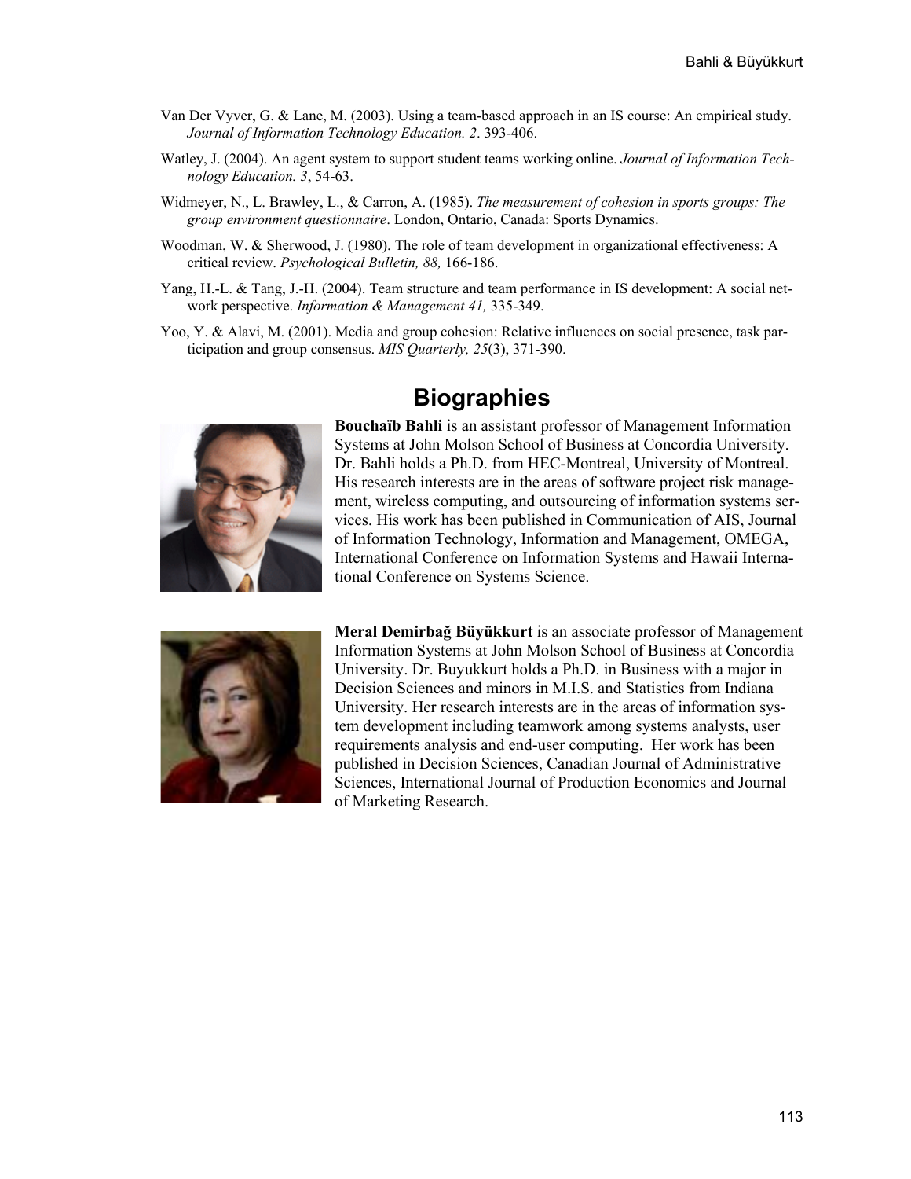Van Der Vyver, G. & Lane, M. (2003). Using a team-based approach in an IS course: An empirical study. *Journal of Information Technology Education. 2*. 393-406.

Watley, J. (2004). An agent system to support student teams working online. *Journal of Information Technology Education. 3*, 54-63.

Widmeyer, N., L. Brawley, L., & Carron, A. (1985). *The measurement of cohesion in sports groups: The group environment questionnaire*. London, Ontario, Canada: Sports Dynamics.

Woodman, W. & Sherwood, J. (1980). The role of team development in organizational effectiveness: A critical review. *Psychological Bulletin, 88,* 166-186.

Yang, H.-L. & Tang, J.-H. (2004). Team structure and team performance in IS development: A social network perspective. *Information & Management 41,* 335-349.

Yoo, Y. & Alavi, M. (2001). Media and group cohesion: Relative influences on social presence, task participation and group consensus. *MIS Quarterly, 25*(3), 371-390.

## Biographies

**Bouchaïb Bahli** is an assistant professor of Management Information Systems at John Molson School of Business at Concordia University. Dr. Bahli holds a Ph.D. from HEC-Montreal, University of Montreal. His research interests are in the areas of software project risk management, wireless computing, and outsourcing of information systems services. His work has been published in Communication of AIS, Journal of Information Technology, Information and Management, OMEGA, International Conference on Information Systems and Hawaii International Conference on Systems Science.

**Meral Demirbağ Büyükkurt** is an associate professor of Management Information Systems at John Molson School of Business at Concordia University. Dr. Buyukkurt holds a Ph.D. in Business with a major in Decision Sciences and minors in M.I.S. and Statistics from Indiana University. Her research interests are in the areas of information system development including teamwork among systems analysts, user requirements analysis and end-user computing. Her work has been published in Decision Sciences, Canadian Journal of Administrative Sciences, International Journal of Production Economics and Journal of Marketing Research.